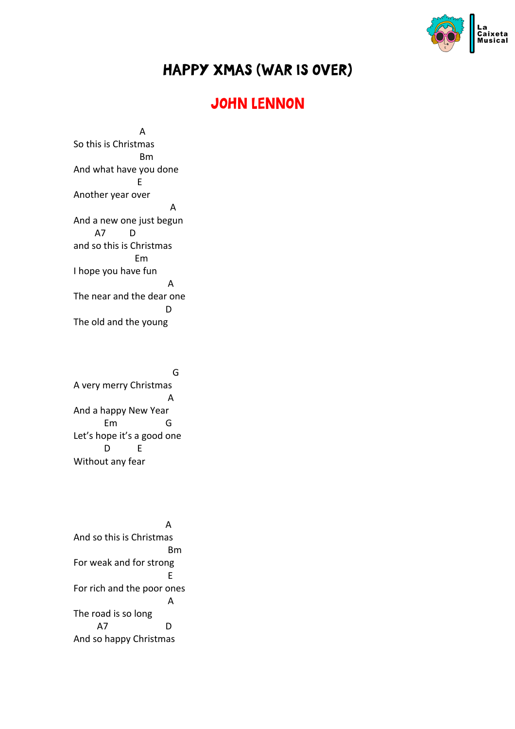# HAPPY XMAS (WAR IS OVER)

## JOHN LENNON

```
                  A
So this is Christmas
                  Bm
And what have you done
                 E
Another year over
                          A
And a new one just begun
     A7      D
and so this is Christmas
                 Em
I hope you have fun
                         A
The near and the dear one
                        D
The old and the young



                          G
A very merry Christmas
                         A
And a happy New Year
        Em              G
Let's hope it's a good one
        D        E
Without any fear




                        A
And so this is Christmas
                          Bm
For weak and for strong
                         E
For rich and the poor ones
                         A
The road is so long
      A7                D
And so happy Christmas
```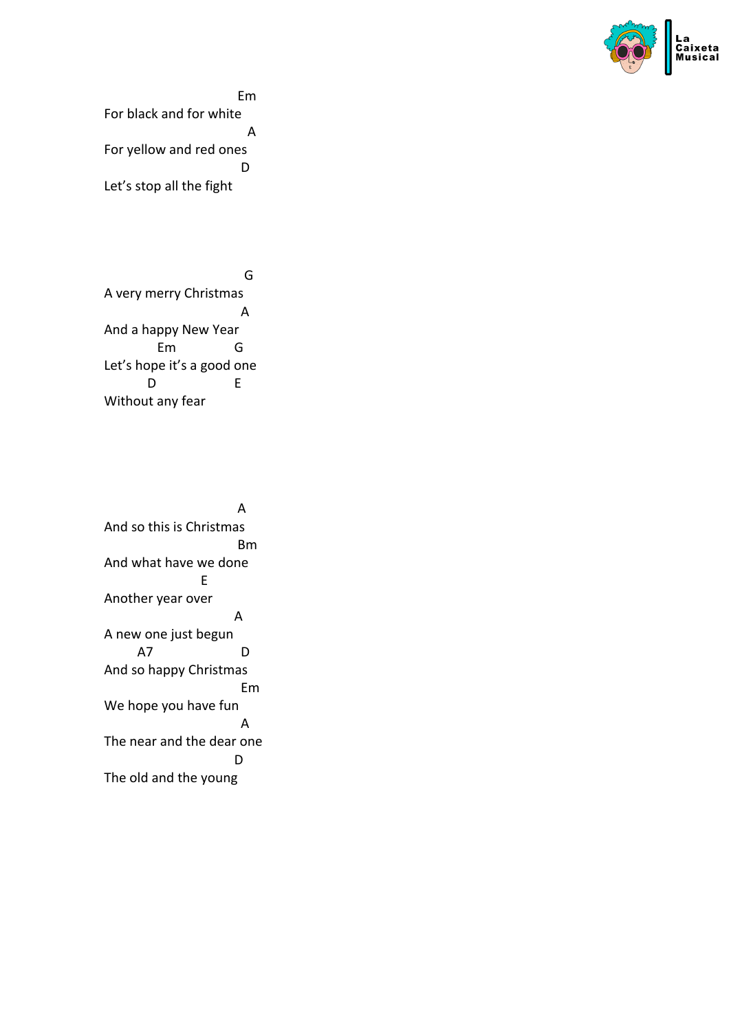```
                       Em
For black and for white
                        A
For yellow and red ones
                       D
Let's stop all the fight
```

```
                        G
A very merry Christmas
                       A
And a happy New Year
          Em         G
Let's hope it's a good one
        D            E
Without any fear
```

```
                      A
And so this is Christmas
                       Bm
And what have we done
                 E
Another year over
                      A
A new one just begun
      A7               D
And so happy Christmas
                        Em
We hope you have fun
                       A
The near and the dear one
                      D
The old and the young
```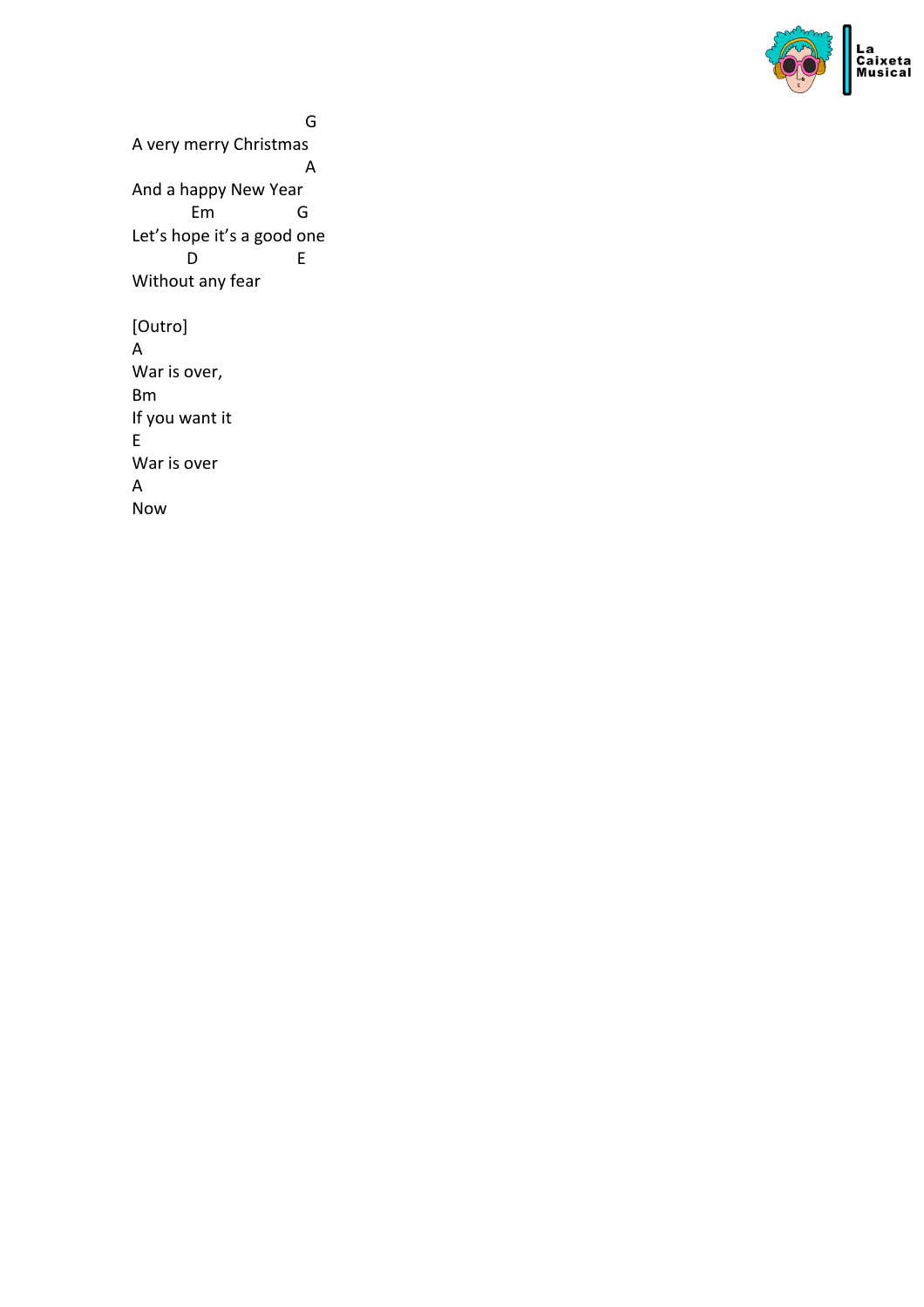```
                        G
A very merry Christmas
                        A
And a happy New Year
         Em             G
Let's hope it's a good one
         D              E
Without any fear

[Outro]
A
War is over,
Bm
If you want it
E
War is over
A
Now
```